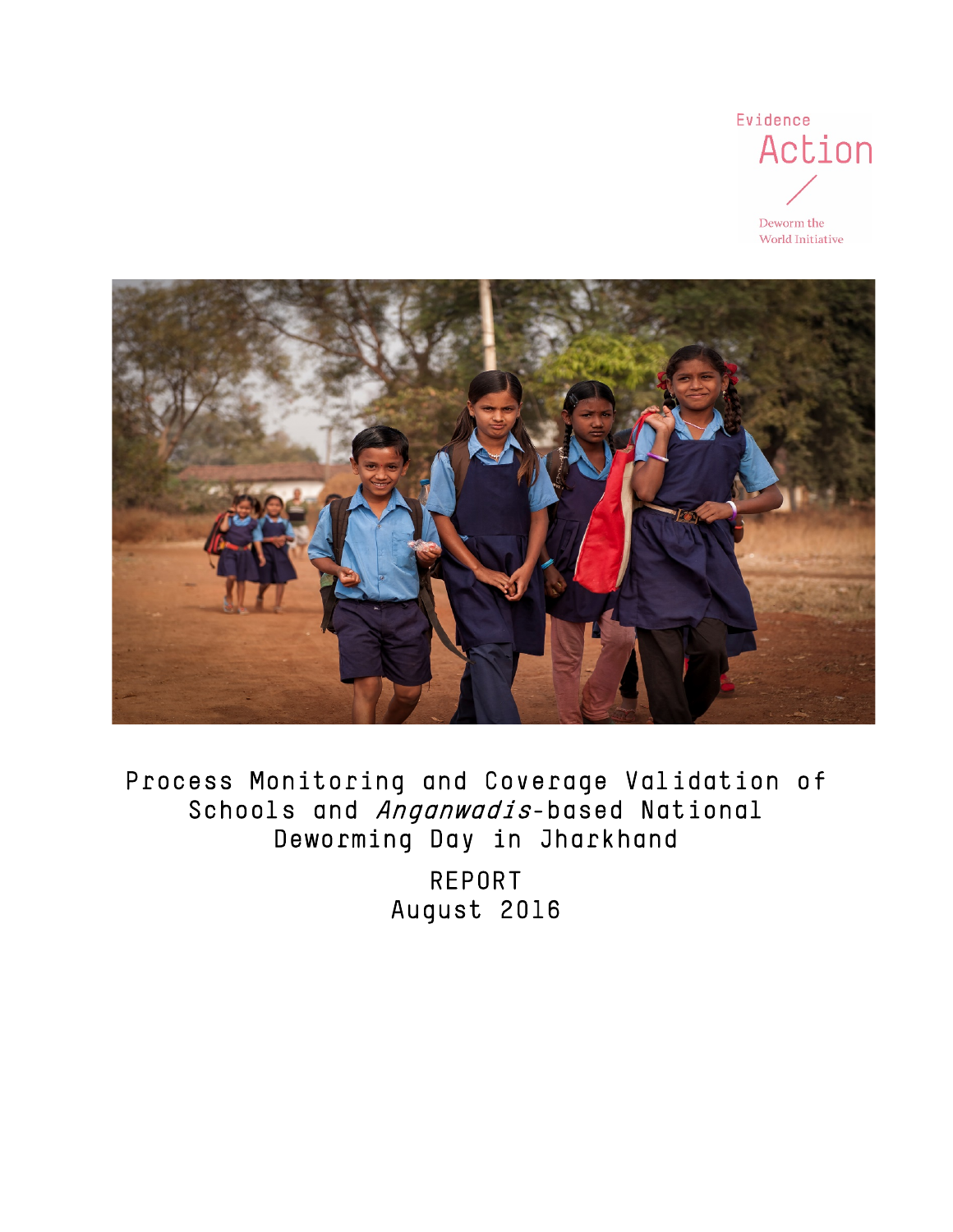Evidence

Action

Deworm the World Initiative

# Process Monitoring and Coverage Validation of Schools and *Anganwadis*-based National Deworming Day in Jharkhand

REPORT

August 2016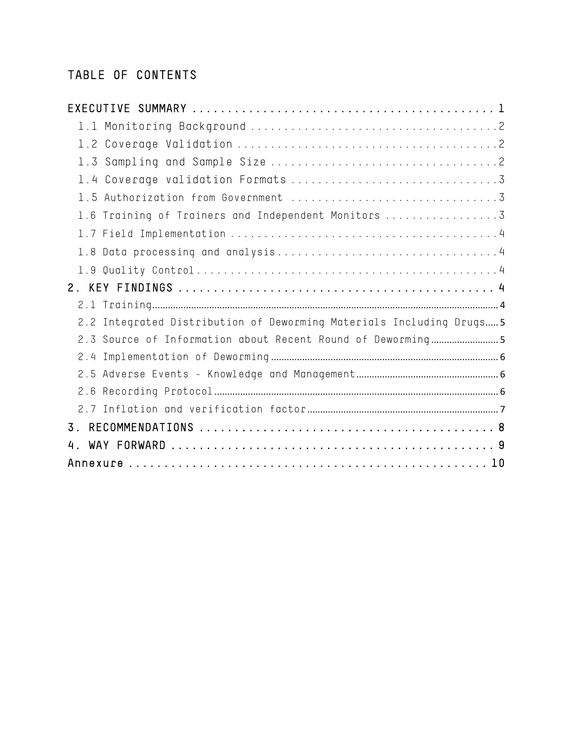## TABLE OF CONTENTS

**EXECUTIVE SUMMARY** ........................................... 1

- 1.1 Monitoring Background .................................... 2
- 1.2 Coverage Validation ...................................... 2
- 1.3 Sampling and Sample Size ................................. 2
- 1.4 Coverage validation Formats .............................. 3
- 1.5 Authorization from Government ............................ 3
- 1.6 Training of Trainers and Independent Monitors ............ 3
- 1.7 Field Implementation ..................................... 4
- 1.8 Data processing and analysis ............................. 4
- 1.9 Quality Control .......................................... 4

**2. KEY FINDINGS** ............................................. 4

- 2.1 Training ................................................. 4
- 2.2 Integrated Distribution of Deworming Materials Including Drugs ..... 5
- 2.3 Source of Information about Recent Round of Deworming .... 5
- 2.4 Implementation of Deworming .............................. 6
- 2.5 Adverse Events - Knowledge and Management ................ 6
- 2.6 Recording Protocol ....................................... 6
- 2.7 Inflation and verification factor ........................ 7

**3. RECOMMENDATIONS** .......................................... 8

**4. WAY FORWARD** .............................................. 9

**Annexure** ...................................................... 10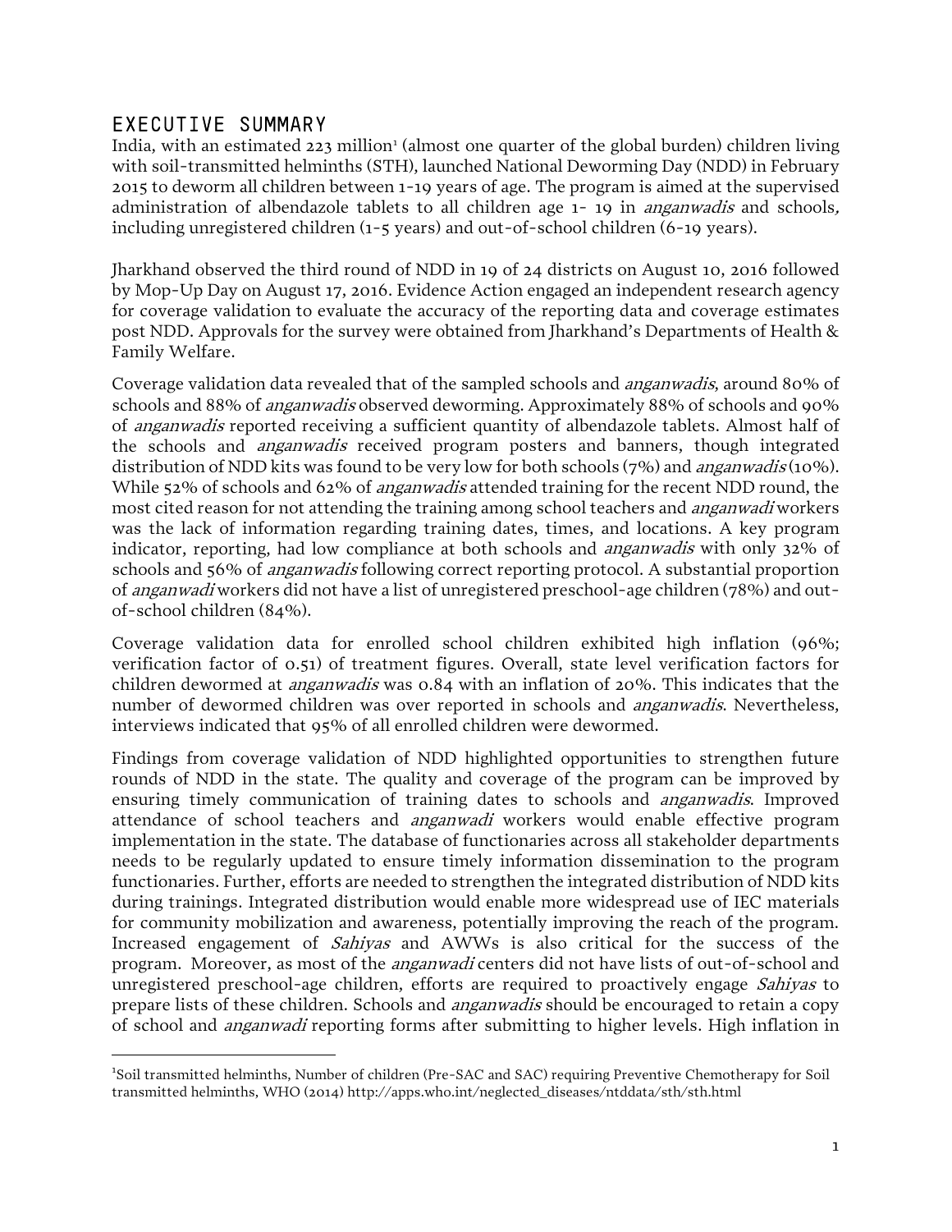## EXECUTIVE SUMMARY

India, with an estimated 223 million[1] (almost one quarter of the global burden) children living with soil-transmitted helminths (STH), launched National Deworming Day (NDD) in February 2015 to deworm all children between 1-19 years of age. The program is aimed at the supervised administration of albendazole tablets to all children age 1- 19 in *anganwadis* and schools*,* including unregistered children (1-5 years) and out-of-school children (6-19 years).

Jharkhand observed the third round of NDD in 19 of 24 districts on August 10, 2016 followed by Mop-Up Day on August 17, 2016. Evidence Action engaged an independent research agency for coverage validation to evaluate the accuracy of the reporting data and coverage estimates post NDD. Approvals for the survey were obtained from Jharkhand's Departments of Health & Family Welfare.

Coverage validation data revealed that of the sampled schools and *anganwadis*, around 80% of schools and 88% of *anganwadis* observed deworming. Approximately 88% of schools and 90% of *anganwadis* reported receiving a sufficient quantity of albendazole tablets. Almost half of the schools and *anganwadis* received program posters and banners, though integrated distribution of NDD kits was found to be very low for both schools (7%) and *anganwadis* (10%). While 52% of schools and 62% of *anganwadis* attended training for the recent NDD round, the most cited reason for not attending the training among school teachers and *anganwadi* workers was the lack of information regarding training dates, times, and locations. A key program indicator, reporting, had low compliance at both schools and *anganwadis* with only 32% of schools and 56% of *anganwadis* following correct reporting protocol. A substantial proportion of *anganwadi* workers did not have a list of unregistered preschool-age children (78%) and out-of-school children (84%).

Coverage validation data for enrolled school children exhibited high inflation (96%; verification factor of 0.51) of treatment figures. Overall, state level verification factors for children dewormed at *anganwadis* was 0.84 with an inflation of 20%. This indicates that the number of dewormed children was over reported in schools and *anganwadis*. Nevertheless, interviews indicated that 95% of all enrolled children were dewormed.

Findings from coverage validation of NDD highlighted opportunities to strengthen future rounds of NDD in the state. The quality and coverage of the program can be improved by ensuring timely communication of training dates to schools and *anganwadis*. Improved attendance of school teachers and *anganwadi* workers would enable effective program implementation in the state. The database of functionaries across all stakeholder departments needs to be regularly updated to ensure timely information dissemination to the program functionaries. Further, efforts are needed to strengthen the integrated distribution of NDD kits during trainings. Integrated distribution would enable more widespread use of IEC materials for community mobilization and awareness, potentially improving the reach of the program. Increased engagement of *Sahiyas* and AWWs is also critical for the success of the program. Moreover, as most of the *anganwadi* centers did not have lists of out-of-school and unregistered preschool-age children, efforts are required to proactively engage *Sahiyas* to prepare lists of these children. Schools and *anganwadis* should be encouraged to retain a copy of school and *anganwadi* reporting forms after submitting to higher levels. High inflation in

---

[1] Soil transmitted helminths, Number of children (Pre-SAC and SAC) requiring Preventive Chemotherapy for Soil transmitted helminths, WHO (2014) http://apps.who.int/neglected_diseases/ntddata/sth/sth.html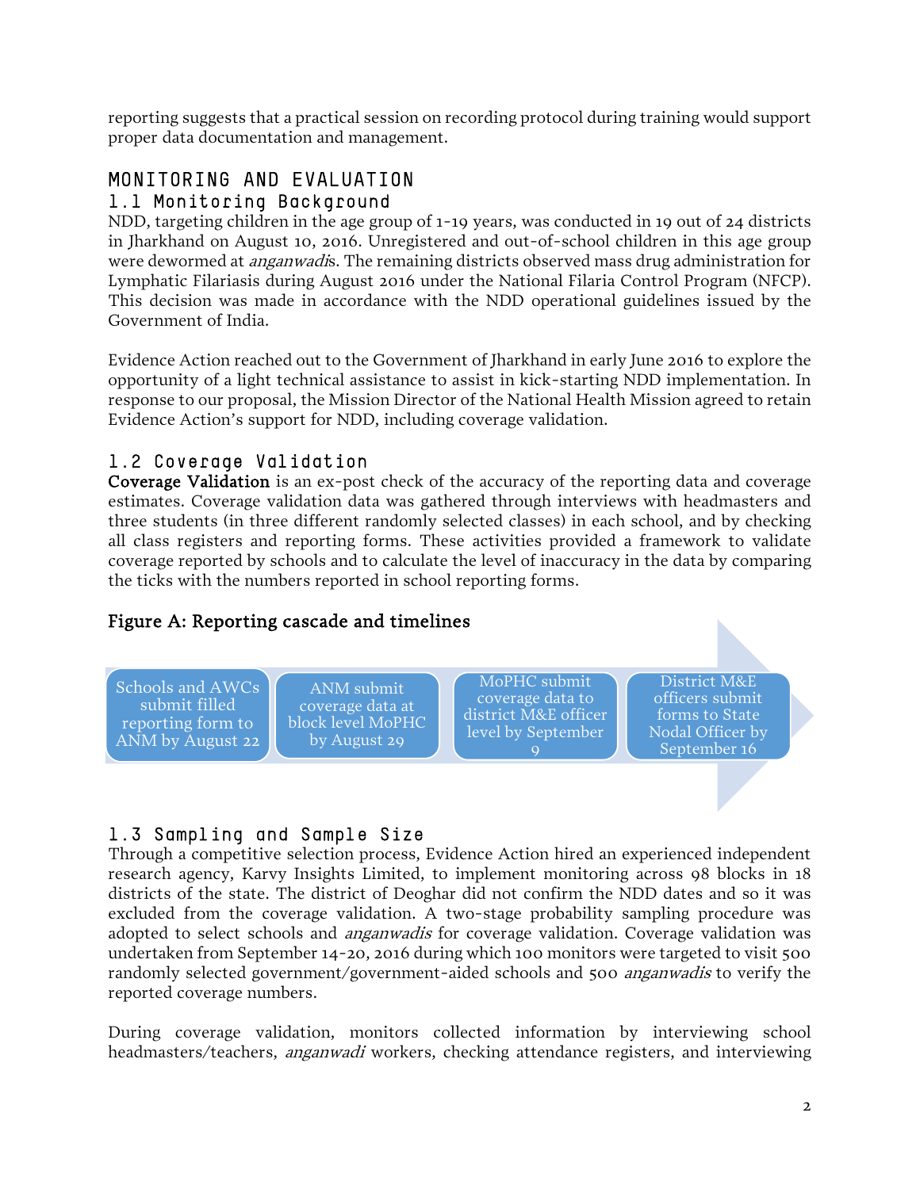reporting suggests that a practical session on recording protocol during training would support proper data documentation and management.

## MONITORING AND EVALUATION

### 1.1 Monitoring Background

NDD, targeting children in the age group of 1-19 years, was conducted in 19 out of 24 districts in Jharkhand on August 10, 2016. Unregistered and out-of-school children in this age group were dewormed at *anganwadi*s. The remaining districts observed mass drug administration for Lymphatic Filariasis during August 2016 under the National Filaria Control Program (NFCP). This decision was made in accordance with the NDD operational guidelines issued by the Government of India.

Evidence Action reached out to the Government of Jharkhand in early June 2016 to explore the opportunity of a light technical assistance to assist in kick-starting NDD implementation. In response to our proposal, the Mission Director of the National Health Mission agreed to retain Evidence Action's support for NDD, including coverage validation.

### 1.2 Coverage Validation

**Coverage Validation** is an ex-post check of the accuracy of the reporting data and coverage estimates. Coverage validation data was gathered through interviews with headmasters and three students (in three different randomly selected classes) in each school, and by checking all class registers and reporting forms. These activities provided a framework to validate coverage reported by schools and to calculate the level of inaccuracy in the data by comparing the ticks with the numbers reported in school reporting forms.

**Figure A: Reporting cascade and timelines**

Schools and AWCs submit filled reporting form to ANM by August 22 → ANM submit coverage data at block level MoPHC by August 29 → MoPHC submit coverage data to district M&E officer level by September 9 → District M&E officers submit forms to State Nodal Officer by September 16

### 1.3 Sampling and Sample Size

Through a competitive selection process, Evidence Action hired an experienced independent research agency, Karvy Insights Limited, to implement monitoring across 98 blocks in 18 districts of the state. The district of Deoghar did not confirm the NDD dates and so it was excluded from the coverage validation. A two-stage probability sampling procedure was adopted to select schools and *anganwadis* for coverage validation. Coverage validation was undertaken from September 14-20, 2016 during which 100 monitors were targeted to visit 500 randomly selected government/government-aided schools and 500 *anganwadis* to verify the reported coverage numbers.

During coverage validation, monitors collected information by interviewing school headmasters/teachers, *anganwadi* workers, checking attendance registers, and interviewing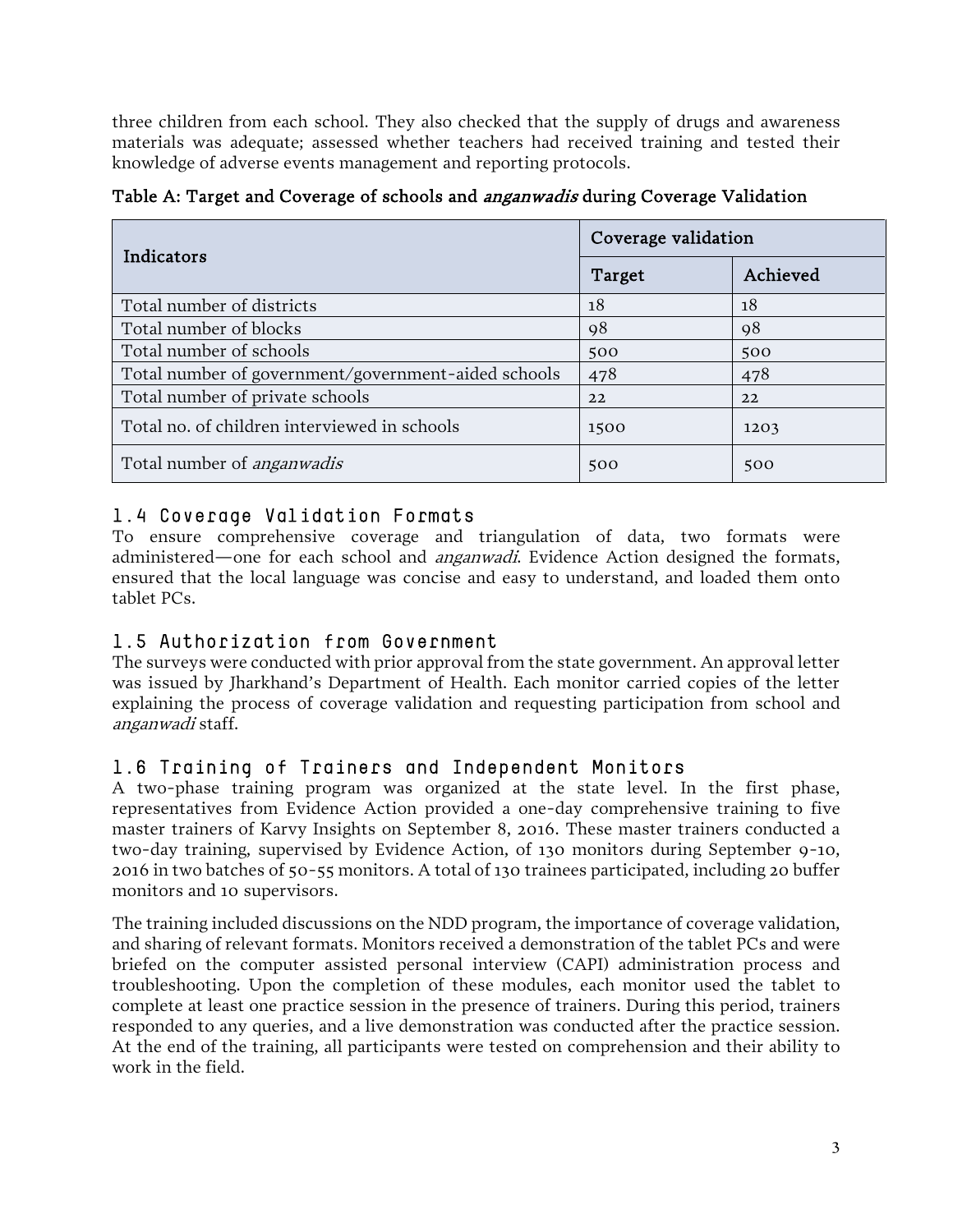three children from each school. They also checked that the supply of drugs and awareness materials was adequate; assessed whether teachers had received training and tested their knowledge of adverse events management and reporting protocols.

Table A: Target and Coverage of schools and *anganwadis* during Coverage Validation

| Indicators | Coverage validation | |
|---|---|---|
| | Target | Achieved |
| Total number of districts | 18 | 18 |
| Total number of blocks | 98 | 98 |
| Total number of schools | 500 | 500 |
| Total number of government/government-aided schools | 478 | 478 |
| Total number of private schools | 22 | 22 |
| Total no. of children interviewed in schools | 1500 | 1203 |
| Total number of *anganwadis* | 500 | 500 |

## 1.4 Coverage Validation Formats

To ensure comprehensive coverage and triangulation of data, two formats were administered—one for each school and *anganwadi*. Evidence Action designed the formats, ensured that the local language was concise and easy to understand, and loaded them onto tablet PCs.

## 1.5 Authorization from Government

The surveys were conducted with prior approval from the state government. An approval letter was issued by Jharkhand's Department of Health. Each monitor carried copies of the letter explaining the process of coverage validation and requesting participation from school and *anganwadi* staff.

## 1.6 Training of Trainers and Independent Monitors

A two-phase training program was organized at the state level. In the first phase, representatives from Evidence Action provided a one-day comprehensive training to five master trainers of Karvy Insights on September 8, 2016. These master trainers conducted a two-day training, supervised by Evidence Action, of 130 monitors during September 9-10, 2016 in two batches of 50-55 monitors. A total of 130 trainees participated, including 20 buffer monitors and 10 supervisors.

The training included discussions on the NDD program, the importance of coverage validation, and sharing of relevant formats. Monitors received a demonstration of the tablet PCs and were briefed on the computer assisted personal interview (CAPI) administration process and troubleshooting. Upon the completion of these modules, each monitor used the tablet to complete at least one practice session in the presence of trainers. During this period, trainers responded to any queries, and a live demonstration was conducted after the practice session. At the end of the training, all participants were tested on comprehension and their ability to work in the field.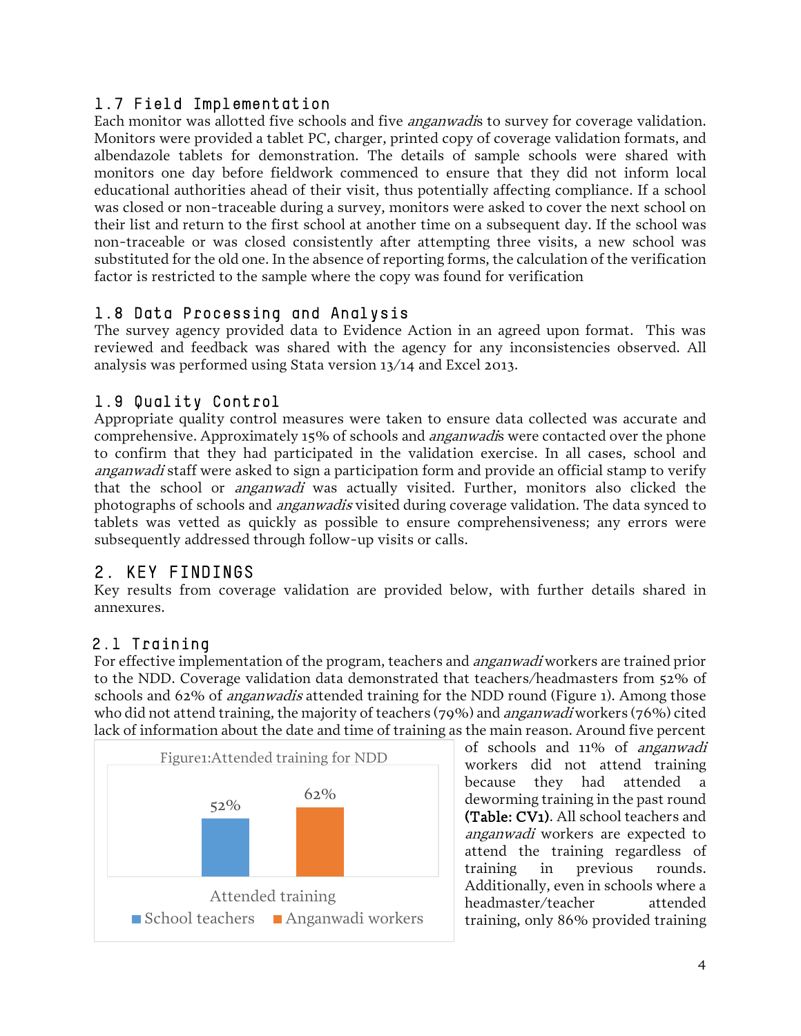### 1.7 Field Implementation

Each monitor was allotted five schools and five *anganwadi*s to survey for coverage validation. Monitors were provided a tablet PC, charger, printed copy of coverage validation formats, and albendazole tablets for demonstration. The details of sample schools were shared with monitors one day before fieldwork commenced to ensure that they did not inform local educational authorities ahead of their visit, thus potentially affecting compliance. If a school was closed or non-traceable during a survey, monitors were asked to cover the next school on their list and return to the first school at another time on a subsequent day. If the school was non-traceable or was closed consistently after attempting three visits, a new school was substituted for the old one. In the absence of reporting forms, the calculation of the verification factor is restricted to the sample where the copy was found for verification

### 1.8 Data Processing and Analysis

The survey agency provided data to Evidence Action in an agreed upon format. This was reviewed and feedback was shared with the agency for any inconsistencies observed. All analysis was performed using Stata version 13/14 and Excel 2013.

### 1.9 Quality Control

Appropriate quality control measures were taken to ensure data collected was accurate and comprehensive. Approximately 15% of schools and *anganwadi*s were contacted over the phone to confirm that they had participated in the validation exercise. In all cases, school and *anganwadi* staff were asked to sign a participation form and provide an official stamp to verify that the school or *anganwadi* was actually visited. Further, monitors also clicked the photographs of schools and *anganwadis* visited during coverage validation. The data synced to tablets was vetted as quickly as possible to ensure comprehensiveness; any errors were subsequently addressed through follow-up visits or calls.

## 2. KEY FINDINGS

Key results from coverage validation are provided below, with further details shared in annexures.

### 2.1 Training

For effective implementation of the program, teachers and *anganwadi* workers are trained prior to the NDD. Coverage validation data demonstrated that teachers/headmasters from 52% of schools and 62% of *anganwadis* attended training for the NDD round (Figure 1). Among those who did not attend training, the majority of teachers (79%) and *anganwadi* workers (76%) cited lack of information about the date and time of training as the main reason. Around five percent of schools and 11% of *anganwadi* workers did not attend training because they had attended a deworming training in the past round **(Table: CV1)**. All school teachers and *anganwadi* workers are expected to attend the training regardless of training in previous rounds. Additionally, even in schools where a headmaster/teacher attended training, only 86% provided training

Figure1:Attended training for NDD

| | School teachers | Anganwadi workers |
|---|---|---|
| Attended training | 52% | 62% |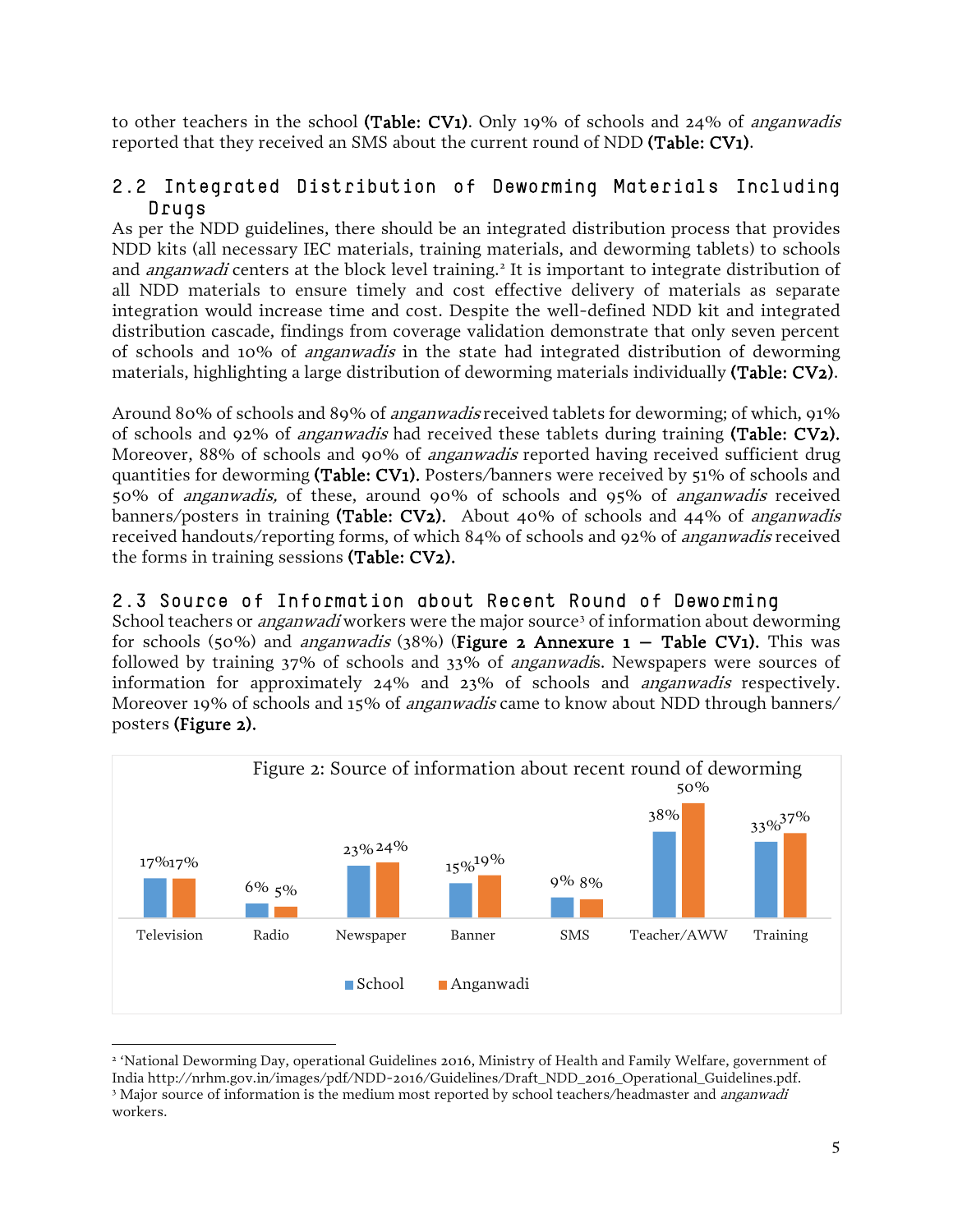to other teachers in the school **(Table: CV1)**. Only 19% of schools and 24% of *anganwadis* reported that they received an SMS about the current round of NDD **(Table: CV1)**.

## 2.2 Integrated Distribution of Deworming Materials Including Drugs

As per the NDD guidelines, there should be an integrated distribution process that provides NDD kits (all necessary IEC materials, training materials, and deworming tablets) to schools and *anganwadi* centers at the block level training.[2] It is important to integrate distribution of all NDD materials to ensure timely and cost effective delivery of materials as separate integration would increase time and cost. Despite the well-defined NDD kit and integrated distribution cascade, findings from coverage validation demonstrate that only seven percent of schools and 10% of *anganwadis* in the state had integrated distribution of deworming materials, highlighting a large distribution of deworming materials individually **(Table: CV2)**.

Around 80% of schools and 89% of *anganwadis* received tablets for deworming; of which, 91% of schools and 92% of *anganwadis* had received these tablets during training **(Table: CV2).** Moreover, 88% of schools and 90% of *anganwadis* reported having received sufficient drug quantities for deworming **(Table: CV1).** Posters/banners were received by 51% of schools and 50% of *anganwadis,* of these, around 90% of schools and 95% of *anganwadis* received banners/posters in training **(Table: CV2).** About 40% of schools and 44% of *anganwadis* received handouts/reporting forms, of which 84% of schools and 92% of *anganwadis* received the forms in training sessions **(Table: CV2).**

## 2.3 Source of Information about Recent Round of Deworming

School teachers or *anganwadi* workers were the major source[3] of information about deworming for schools (50%) and *anganwadis* (38%) (**Figure 2 Annexure 1 – Table CV1).** This was followed by training 37% of schools and 33% of *anganwadis*. Newspapers were sources of information for approximately 24% and 23% of schools and *anganwadis* respectively. Moreover 19% of schools and 15% of *anganwadis* came to know about NDD through banners/ posters **(Figure 2).**

Figure 2: Source of information about recent round of deworming

| Source | School | Anganwadi |
|---|---|---|
| Television | 17% | 17% |
| Radio | 6% | 5% |
| Newspaper | 23% | 24% |
| Banner | 15% | 19% |
| SMS | 9% | 8% |
| Teacher/AWW | 38% | 50% |
| Training | 33% | 37% |

[2] 'National Deworming Day, operational Guidelines 2016, Ministry of Health and Family Welfare, government of India http://nrhm.gov.in/images/pdf/NDD-2016/Guidelines/Draft_NDD_2016_Operational_Guidelines.pdf.

[3] Major source of information is the medium most reported by school teachers/headmaster and *anganwadi* workers.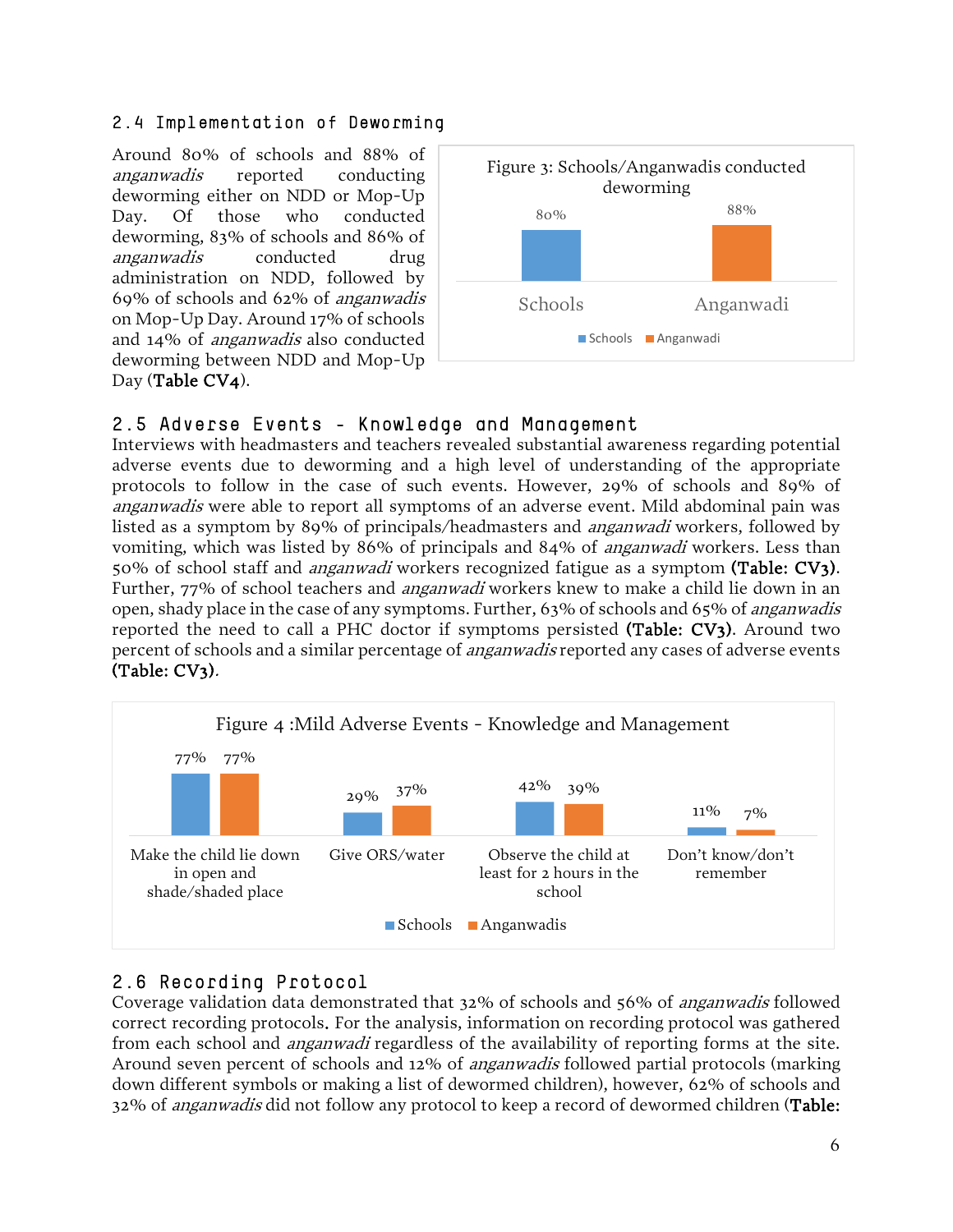## 2.4 Implementation of Deworming

Around 80% of schools and 88% of *anganwadis* reported conducting deworming either on NDD or Mop-Up Day. Of those who conducted deworming, 83% of schools and 86% of *anganwadis* conducted drug administration on NDD, followed by 69% of schools and 62% of *anganwadis* on Mop-Up Day. Around 17% of schools and 14% of *anganwadis* also conducted deworming between NDD and Mop-Up Day (**Table CV4**).

Figure 3: Schools/Anganwadis conducted deworming

| | Schools | Anganwadi |
|---|---|---|
| Conducted deworming | 80% | 88% |

## 2.5 Adverse Events - Knowledge and Management

Interviews with headmasters and teachers revealed substantial awareness regarding potential adverse events due to deworming and a high level of understanding of the appropriate protocols to follow in the case of such events. However, 29% of schools and 89% of *anganwadis* were able to report all symptoms of an adverse event. Mild abdominal pain was listed as a symptom by 89% of principals/headmasters and *anganwadi* workers, followed by vomiting, which was listed by 86% of principals and 84% of *anganwadi* workers. Less than 50% of school staff and *anganwadi* workers recognized fatigue as a symptom **(Table: CV3)**. Further, 77% of school teachers and *anganwadi* workers knew to make a child lie down in an open, shady place in the case of any symptoms. Further, 63% of schools and 65% of *anganwadis* reported the need to call a PHC doctor if symptoms persisted **(Table: CV3)**. Around two percent of schools and a similar percentage of *anganwadis* reported any cases of adverse events **(Table: CV3)**.

Figure 4 :Mild Adverse Events - Knowledge and Management

| | Schools | Anganwadis |
|---|---|---|
| Make the child lie down in open and shade/shaded place | 77% | 77% |
| Give ORS/water | 29% | 37% |
| Observe the child at least for 2 hours in the school | 42% | 39% |
| Don't know/don't remember | 11% | 7% |

## 2.6 Recording Protocol

Coverage validation data demonstrated that 32% of schools and 56% of *anganwadis* followed correct recording protocols. For the analysis, information on recording protocol was gathered from each school and *anganwadi* regardless of the availability of reporting forms at the site. Around seven percent of schools and 12% of *anganwadis* followed partial protocols (marking down different symbols or making a list of dewormed children), however, 62% of schools and 32% of *anganwadis* did not follow any protocol to keep a record of dewormed children (**Table:**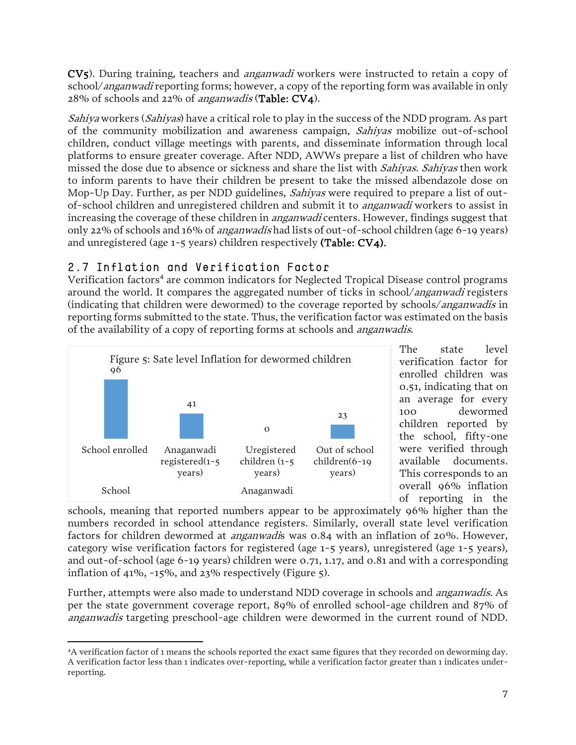CV5). During training, teachers and *anganwadi* workers were instructed to retain a copy of school/*anganwadi* reporting forms; however, a copy of the reporting form was available in only 28% of schools and 22% of *anganwadis* (**Table: CV4**).

*Sahiya* workers (*Sahiyas*) have a critical role to play in the success of the NDD program. As part of the community mobilization and awareness campaign, *Sahiyas* mobilize out-of-school children, conduct village meetings with parents, and disseminate information through local platforms to ensure greater coverage. After NDD, AWWs prepare a list of children who have missed the dose due to absence or sickness and share the list with *Sahiyas*. *Sahiyas* then work to inform parents to have their children be present to take the missed albendazole dose on Mop-Up Day. Further, as per NDD guidelines, *Sahiyas* were required to prepare a list of out-of-school children and unregistered children and submit it to *anganwadi* workers to assist in increasing the coverage of these children in *anganwadi* centers. However, findings suggest that only 22% of schools and 16% of *anganwadis* had lists of out-of-school children (age 6-19 years) and unregistered (age 1-5 years) children respectively **(Table: CV4).**

## 2.7 Inflation and Verification Factor

Verification factors[4] are common indicators for Neglected Tropical Disease control programs around the world. It compares the aggregated number of ticks in school/*anganwadi* registers (indicating that children were dewormed) to the coverage reported by schools/*anganwadis* in reporting forms submitted to the state. Thus, the verification factor was estimated on the basis of the availability of a copy of reporting forms at schools and *anganwadis*.

Figure 5: Sate level Inflation for dewormed children

| School | Anaganwadi | | |
|---|---|---|---|
| School enrolled | Anaganwadi registered(1-5 years) | Uregistered children (1-5 years) | Out of school children(6-19 years) |
| 96 | 41 | 0 | 23 |

The state level verification factor for enrolled children was 0.51, indicating that on an average for every 100 dewormed children reported by the school, fifty-one were verified through available documents. This corresponds to an overall 96% inflation of reporting in the schools, meaning that reported numbers appear to be approximately 96% higher than the numbers recorded in school attendance registers. Similarly, overall state level verification factors for children dewormed at *anganwadi*s was 0.84 with an inflation of 20%. However, category wise verification factors for registered (age 1-5 years), unregistered (age 1-5 years), and out-of-school (age 6-19 years) children were 0.71, 1.17, and 0.81 and with a corresponding inflation of 41%, -15%, and 23% respectively (Figure 5).

Further, attempts were also made to understand NDD coverage in schools and *anganwadis*. As per the state government coverage report, 89% of enrolled school-age children and 87% of *anganwadis* targeting preschool-age children were dewormed in the current round of NDD.

[4] A verification factor of 1 means the schools reported the exact same figures that they recorded on deworming day. A verification factor less than 1 indicates over-reporting, while a verification factor greater than 1 indicates under-reporting.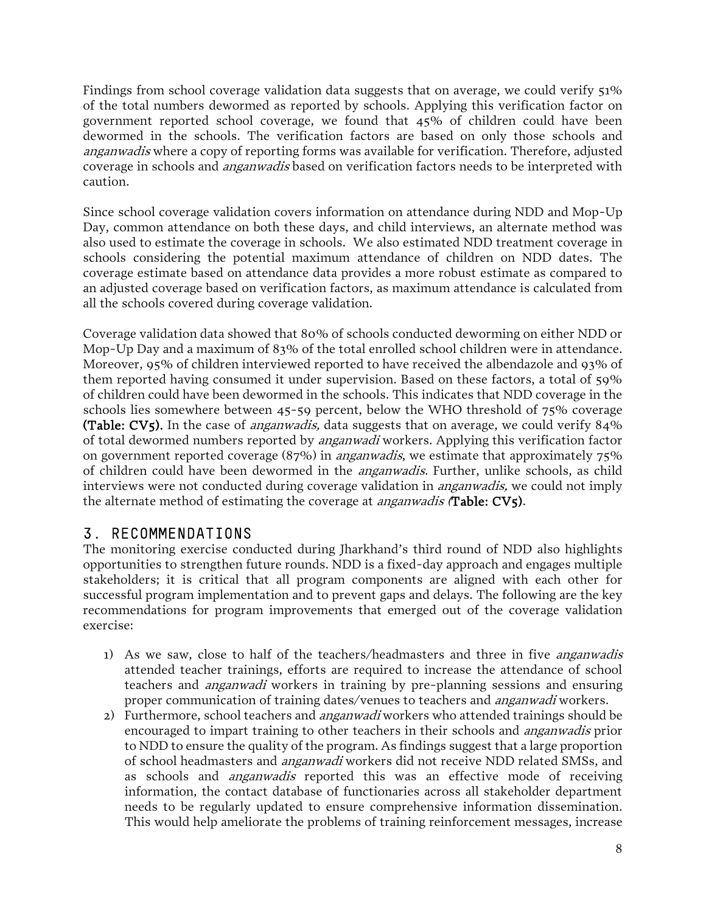Findings from school coverage validation data suggests that on average, we could verify 51% of the total numbers dewormed as reported by schools. Applying this verification factor on government reported school coverage, we found that 45% of children could have been dewormed in the schools. The verification factors are based on only those schools and *anganwadis* where a copy of reporting forms was available for verification. Therefore, adjusted coverage in schools and *anganwadis* based on verification factors needs to be interpreted with caution.

Since school coverage validation covers information on attendance during NDD and Mop-Up Day, common attendance on both these days, and child interviews, an alternate method was also used to estimate the coverage in schools. We also estimated NDD treatment coverage in schools considering the potential maximum attendance of children on NDD dates. The coverage estimate based on attendance data provides a more robust estimate as compared to an adjusted coverage based on verification factors, as maximum attendance is calculated from all the schools covered during coverage validation.

Coverage validation data showed that 80% of schools conducted deworming on either NDD or Mop-Up Day and a maximum of 83% of the total enrolled school children were in attendance. Moreover, 95% of children interviewed reported to have received the albendazole and 93% of them reported having consumed it under supervision. Based on these factors, a total of 59% of children could have been dewormed in the schools. This indicates that NDD coverage in the schools lies somewhere between 45-59 percent, below the WHO threshold of 75% coverage **(Table: CV5).** In the case of *anganwadis,* data suggests that on average, we could verify 84% of total dewormed numbers reported by *anganwadi* workers. Applying this verification factor on government reported coverage (87%) in *anganwadis*, we estimate that approximately 75% of children could have been dewormed in the *anganwadis.* Further, unlike schools, as child interviews were not conducted during coverage validation in *anganwadis,* we could not imply the alternate method of estimating the coverage at *anganwadis (***Table: CV5)**.

## 3. RECOMMENDATIONS

The monitoring exercise conducted during Jharkhand's third round of NDD also highlights opportunities to strengthen future rounds. NDD is a fixed-day approach and engages multiple stakeholders; it is critical that all program components are aligned with each other for successful program implementation and to prevent gaps and delays. The following are the key recommendations for program improvements that emerged out of the coverage validation exercise:

1) As we saw, close to half of the teachers/headmasters and three in five *anganwadis* attended teacher trainings, efforts are required to increase the attendance of school teachers and *anganwadi* workers in training by pre-planning sessions and ensuring proper communication of training dates/venues to teachers and *anganwadi* workers.
2) Furthermore, school teachers and *anganwadi* workers who attended trainings should be encouraged to impart training to other teachers in their schools and *anganwadis* prior to NDD to ensure the quality of the program. As findings suggest that a large proportion of school headmasters and *anganwadi* workers did not receive NDD related SMSs, and as schools and *anganwadis* reported this was an effective mode of receiving information, the contact database of functionaries across all stakeholder department needs to be regularly updated to ensure comprehensive information dissemination. This would help ameliorate the problems of training reinforcement messages, increase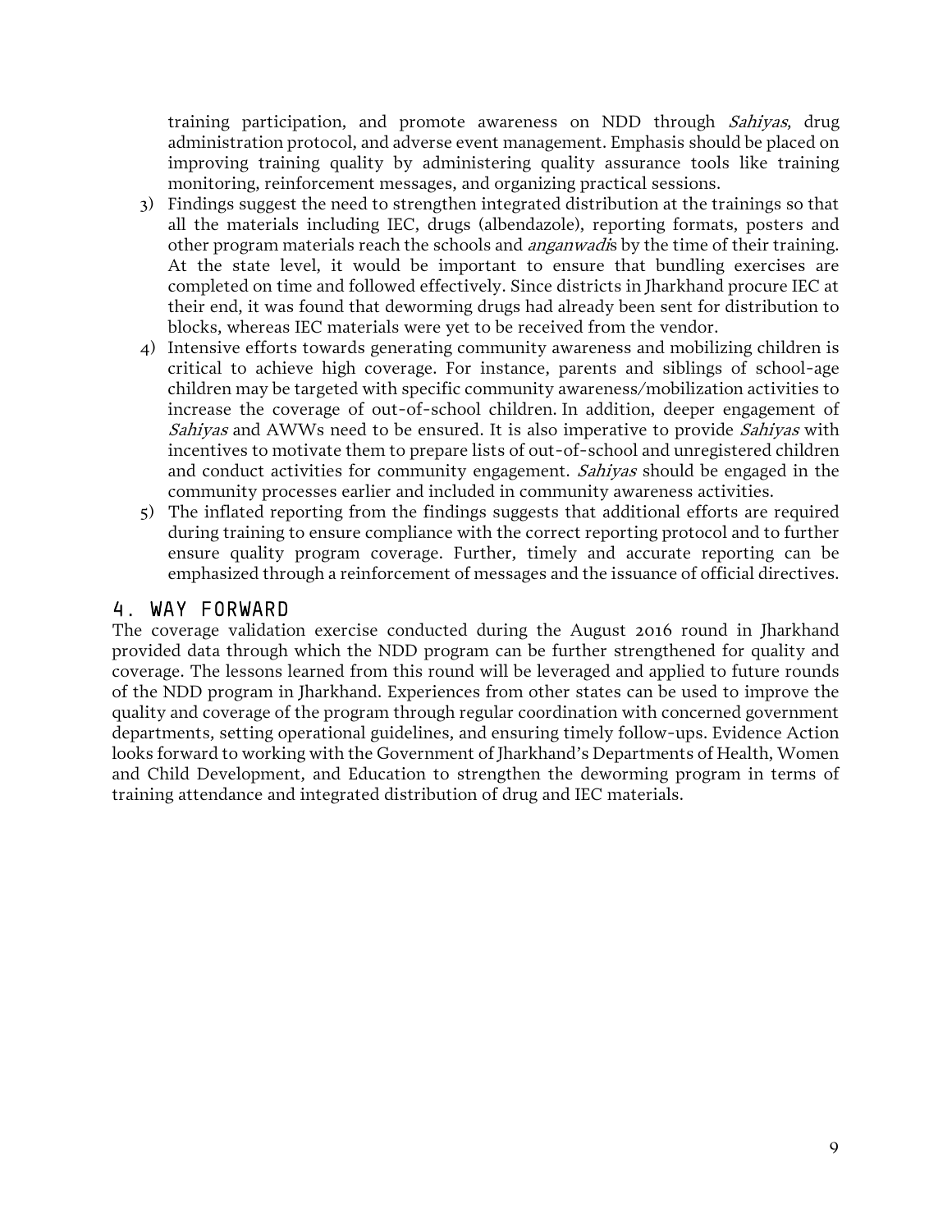training participation, and promote awareness on NDD through *Sahiyas*, drug administration protocol, and adverse event management. Emphasis should be placed on improving training quality by administering quality assurance tools like training monitoring, reinforcement messages, and organizing practical sessions.

3) Findings suggest the need to strengthen integrated distribution at the trainings so that all the materials including IEC, drugs (albendazole), reporting formats, posters and other program materials reach the schools and *anganwadi*s by the time of their training. At the state level, it would be important to ensure that bundling exercises are completed on time and followed effectively. Since districts in Jharkhand procure IEC at their end, it was found that deworming drugs had already been sent for distribution to blocks, whereas IEC materials were yet to be received from the vendor.
4) Intensive efforts towards generating community awareness and mobilizing children is critical to achieve high coverage. For instance, parents and siblings of school-age children may be targeted with specific community awareness/mobilization activities to increase the coverage of out-of-school children. In addition, deeper engagement of *Sahiyas* and AWWs need to be ensured. It is also imperative to provide *Sahiyas* with incentives to motivate them to prepare lists of out-of-school and unregistered children and conduct activities for community engagement. *Sahiyas* should be engaged in the community processes earlier and included in community awareness activities.
5) The inflated reporting from the findings suggests that additional efforts are required during training to ensure compliance with the correct reporting protocol and to further ensure quality program coverage. Further, timely and accurate reporting can be emphasized through a reinforcement of messages and the issuance of official directives.

## 4. WAY FORWARD

The coverage validation exercise conducted during the August 2016 round in Jharkhand provided data through which the NDD program can be further strengthened for quality and coverage. The lessons learned from this round will be leveraged and applied to future rounds of the NDD program in Jharkhand. Experiences from other states can be used to improve the quality and coverage of the program through regular coordination with concerned government departments, setting operational guidelines, and ensuring timely follow-ups. Evidence Action looks forward to working with the Government of Jharkhand's Departments of Health, Women and Child Development, and Education to strengthen the deworming program in terms of training attendance and integrated distribution of drug and IEC materials.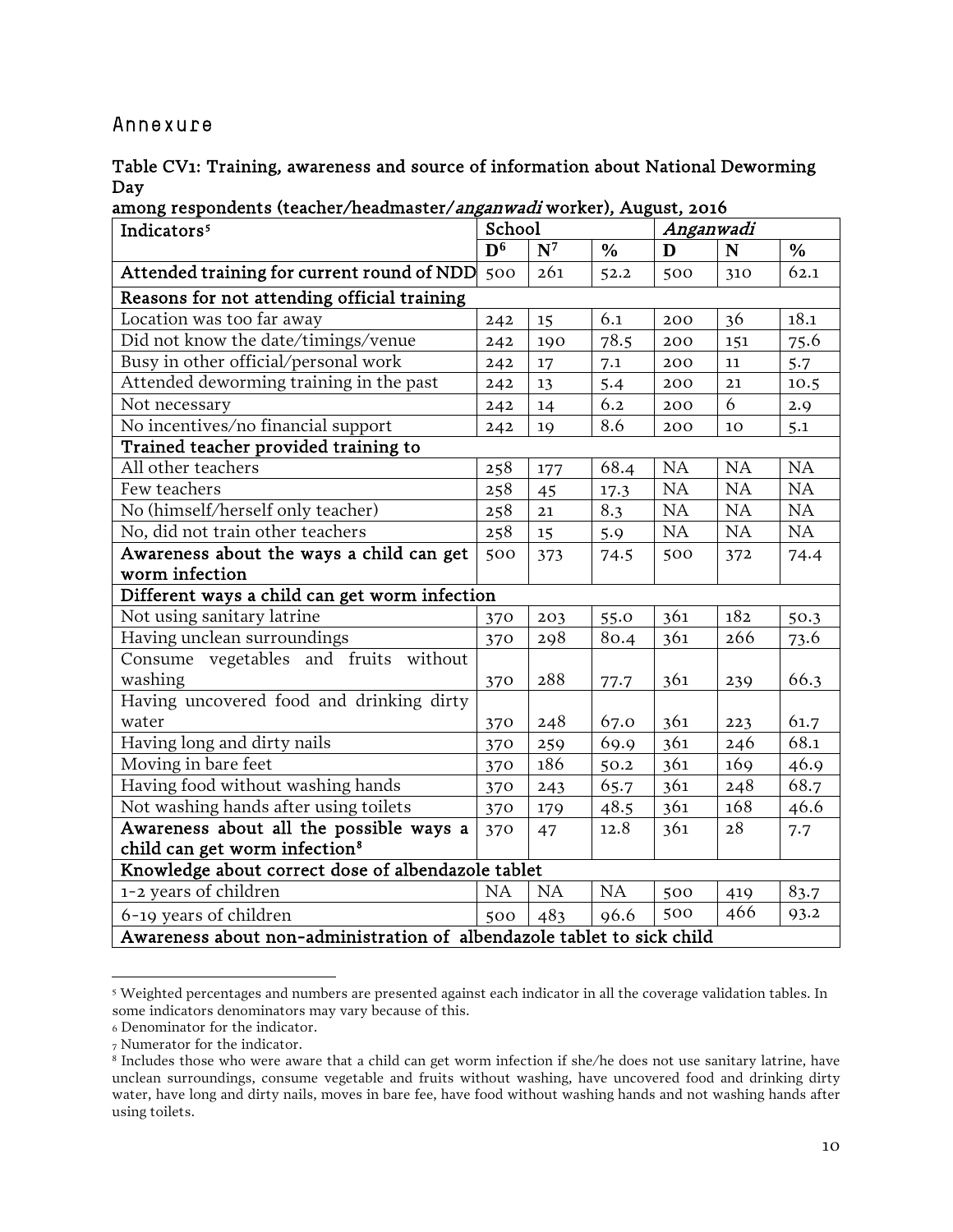# Annexure

**Table CV1: Training, awareness and source of information about National Deworming Day among respondents (teacher/headmaster/*anganwadi* worker), August, 2016**

| Indicators[5] | School | | | *Anganwadi* | | |
|---|---|---|---|---|---|---|
| | D[6] | N[7] | % | D | N | % |
| **Attended training for current round of NDD** | 500 | 261 | 52.2 | 500 | 310 | 62.1 |
| **Reasons for not attending official training** | | | | | | |
| Location was too far away | 242 | 15 | 6.1 | 200 | 36 | 18.1 |
| Did not know the date/timings/venue | 242 | 190 | 78.5 | 200 | 151 | 75.6 |
| Busy in other official/personal work | 242 | 17 | 7.1 | 200 | 11 | 5.7 |
| Attended deworming training in the past | 242 | 13 | 5.4 | 200 | 21 | 10.5 |
| Not necessary | 242 | 14 | 6.2 | 200 | 6 | 2.9 |
| No incentives/no financial support | 242 | 19 | 8.6 | 200 | 10 | 5.1 |
| **Trained teacher provided training to** | | | | | | |
| All other teachers | 258 | 177 | 68.4 | NA | NA | NA |
| Few teachers | 258 | 45 | 17.3 | NA | NA | NA |
| No (himself/herself only teacher) | 258 | 21 | 8.3 | NA | NA | NA |
| No, did not train other teachers | 258 | 15 | 5.9 | NA | NA | NA |
| **Awareness about the ways a child can get worm infection** | 500 | 373 | 74.5 | 500 | 372 | 74.4 |
| **Different ways a child can get worm infection** | | | | | | |
| Not using sanitary latrine | 370 | 203 | 55.0 | 361 | 182 | 50.3 |
| Having unclean surroundings | 370 | 298 | 80.4 | 361 | 266 | 73.6 |
| Consume vegetables and fruits without washing | 370 | 288 | 77.7 | 361 | 239 | 66.3 |
| Having uncovered food and drinking dirty water | 370 | 248 | 67.0 | 361 | 223 | 61.7 |
| Having long and dirty nails | 370 | 259 | 69.9 | 361 | 246 | 68.1 |
| Moving in bare feet | 370 | 186 | 50.2 | 361 | 169 | 46.9 |
| Having food without washing hands | 370 | 243 | 65.7 | 361 | 248 | 68.7 |
| Not washing hands after using toilets | 370 | 179 | 48.5 | 361 | 168 | 46.6 |
| **Awareness about all the possible ways a child can get worm infection[8]** | 370 | 47 | 12.8 | 361 | 28 | 7.7 |
| **Knowledge about correct dose of albendazole tablet** | | | | | | |
| 1-2 years of children | NA | NA | NA | 500 | 419 | 83.7 |
| 6-19 years of children | 500 | 483 | 96.6 | 500 | 466 | 93.2 |
| **Awareness about non-administration of albendazole tablet to sick child** | | | | | | |

[5] Weighted percentages and numbers are presented against each indicator in all the coverage validation tables. In some indicators denominators may vary because of this.

[6] Denominator for the indicator.

[7] Numerator for the indicator.

[8] Includes those who were aware that a child can get worm infection if she/he does not use sanitary latrine, have unclean surroundings, consume vegetable and fruits without washing, have uncovered food and drinking dirty water, have long and dirty nails, moves in bare fee, have food without washing hands and not washing hands after using toilets.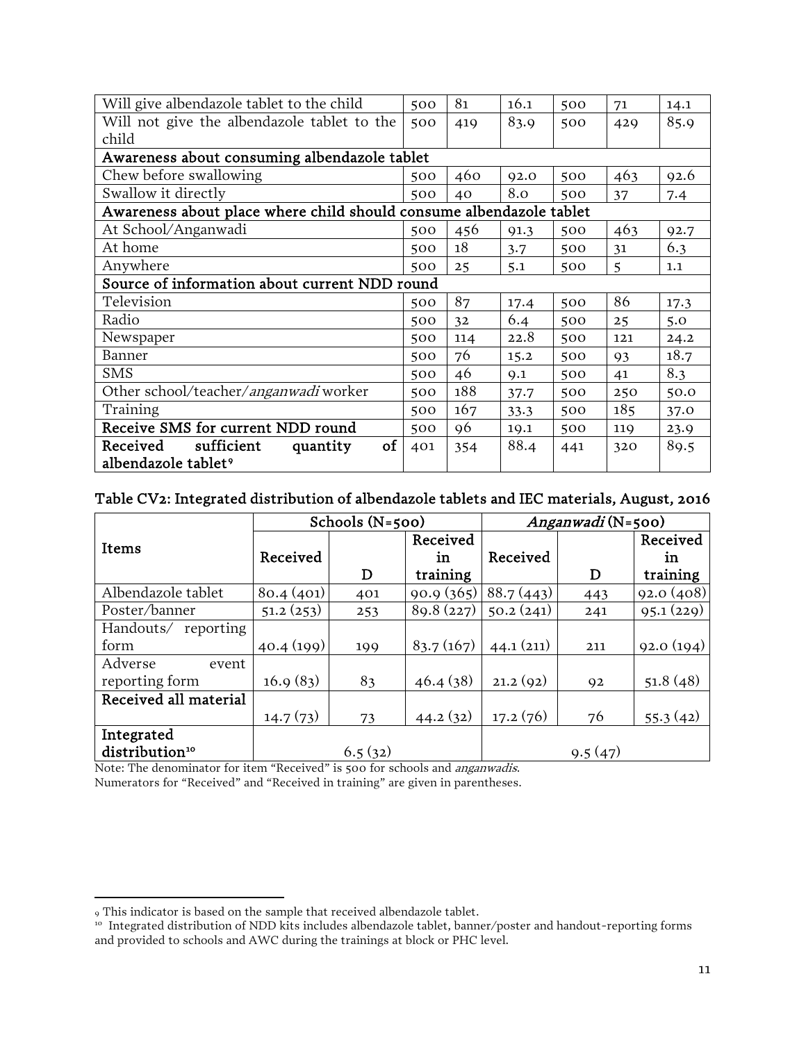| | | | | | | |
|---|---|---|---|---|---|---|
| Will give albendazole tablet to the child | 500 | 81 | 16.1 | 500 | 71 | 14.1 |
| Will not give the albendazole tablet to the child | 500 | 419 | 83.9 | 500 | 429 | 85.9 |
| **Awareness about consuming albendazole tablet** | | | | | | |
| Chew before swallowing | 500 | 460 | 92.0 | 500 | 463 | 92.6 |
| Swallow it directly | 500 | 40 | 8.0 | 500 | 37 | 7.4 |
| **Awareness about place where child should consume albendazole tablet** | | | | | | |
| At School/Anganwadi | 500 | 456 | 91.3 | 500 | 463 | 92.7 |
| At home | 500 | 18 | 3.7 | 500 | 31 | 6.3 |
| Anywhere | 500 | 25 | 5.1 | 500 | 5 | 1.1 |
| **Source of information about current NDD round** | | | | | | |
| Television | 500 | 87 | 17.4 | 500 | 86 | 17.3 |
| Radio | 500 | 32 | 6.4 | 500 | 25 | 5.0 |
| Newspaper | 500 | 114 | 22.8 | 500 | 121 | 24.2 |
| Banner | 500 | 76 | 15.2 | 500 | 93 | 18.7 |
| SMS | 500 | 46 | 9.1 | 500 | 41 | 8.3 |
| Other school/teacher/*anganwadi* worker | 500 | 188 | 37.7 | 500 | 250 | 50.0 |
| Training | 500 | 167 | 33.3 | 500 | 185 | 37.0 |
| **Receive SMS for current NDD round** | 500 | 96 | 19.1 | 500 | 119 | 23.9 |
| **Received sufficient quantity of albendazole tablet**[9] | 401 | 354 | 88.4 | 441 | 320 | 89.5 |

**Table CV2: Integrated distribution of albendazole tablets and IEC materials, August, 2016**

| Items | Schools (N=500) | | | *Anganwadi* (N=500) | | |
|---|---|---|---|---|---|---|
| | Received | D | Received in training | Received | D | Received in training |
| Albendazole tablet | 80.4 (401) | 401 | 90.9 (365) | 88.7 (443) | 443 | 92.0 (408) |
| Poster/banner | 51.2 (253) | 253 | 89.8 (227) | 50.2 (241) | 241 | 95.1 (229) |
| Handouts/ reporting form | 40.4 (199) | 199 | 83.7 (167) | 44.1 (211) | 211 | 92.0 (194) |
| Adverse event reporting form | 16.9 (83) | 83 | 46.4 (38) | 21.2 (92) | 92 | 51.8 (48) |
| **Received all material** | 14.7 (73) | 73 | 44.2 (32) | 17.2 (76) | 76 | 55.3 (42) |
| **Integrated distribution**[10] | 6.5 (32) | | | 9.5 (47) | | |

Note: The denominator for item "Received" is 500 for schools and *anganwadis*.
Numerators for "Received" and "Received in training" are given in parentheses.

[9] This indicator is based on the sample that received albendazole tablet.

[10] Integrated distribution of NDD kits includes albendazole tablet, banner/poster and handout-reporting forms and provided to schools and AWC during the trainings at block or PHC level.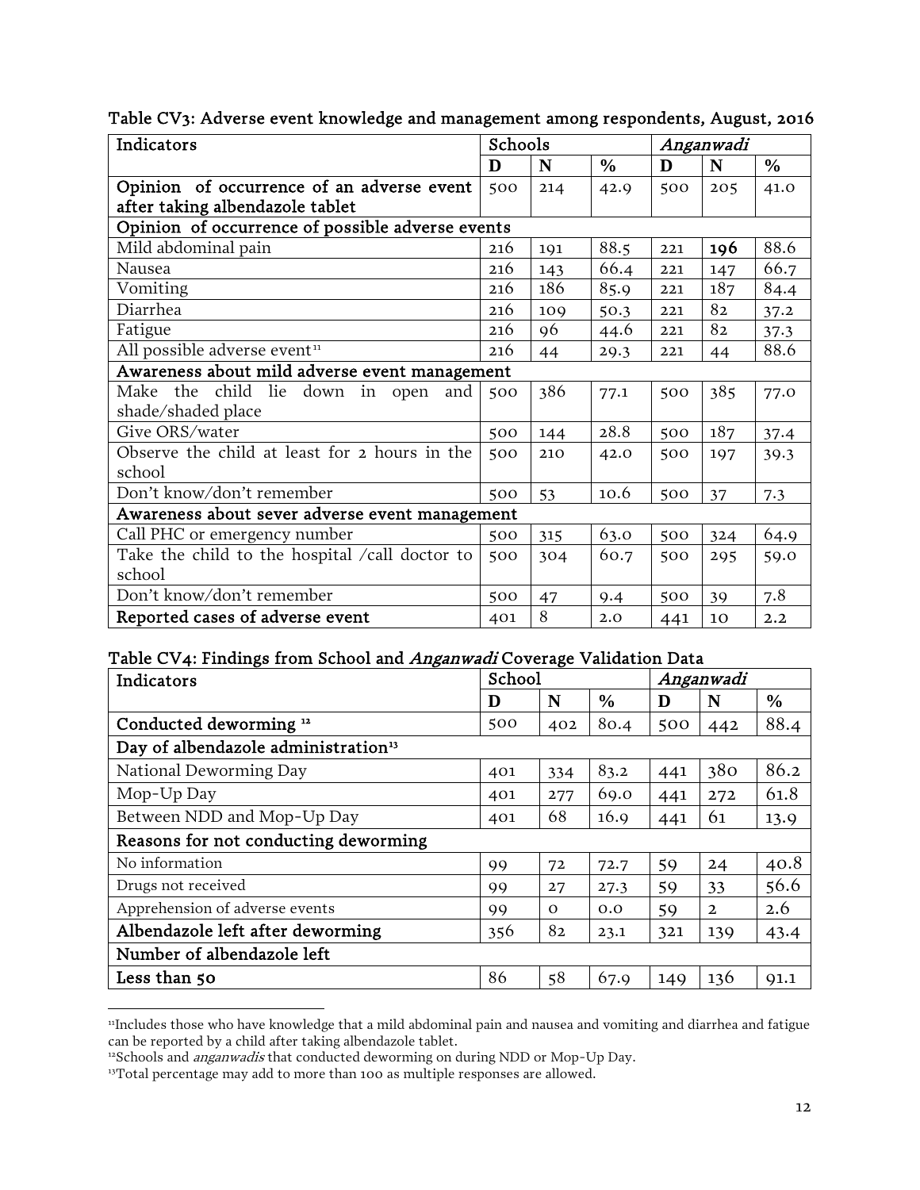Table CV3: Adverse event knowledge and management among respondents, August, 2016

| Indicators | Schools | | | *Anganwadi* | | |
|---|---|---|---|---|---|---|
| | **D** | **N** | **%** | **D** | **N** | **%** |
| Opinion of occurrence of an adverse event after taking albendazole tablet | 500 | 214 | 42.9 | 500 | 205 | 41.0 |
| Opinion of occurrence of possible adverse events | | | | | | |
| Mild abdominal pain | 216 | 191 | 88.5 | 221 | **196** | 88.6 |
| Nausea | 216 | 143 | 66.4 | 221 | 147 | 66.7 |
| Vomiting | 216 | 186 | 85.9 | 221 | 187 | 84.4 |
| Diarrhea | 216 | 109 | 50.3 | 221 | 82 | 37.2 |
| Fatigue | 216 | 96 | 44.6 | 221 | 82 | 37.3 |
| All possible adverse event[11] | 216 | 44 | 29.3 | 221 | 44 | 88.6 |
| Awareness about mild adverse event management | | | | | | |
| Make the child lie down in open and shade/shaded place | 500 | 386 | 77.1 | 500 | 385 | 77.0 |
| Give ORS/water | 500 | 144 | 28.8 | 500 | 187 | 37.4 |
| Observe the child at least for 2 hours in the school | 500 | 210 | 42.0 | 500 | 197 | 39.3 |
| Don't know/don't remember | 500 | 53 | 10.6 | 500 | 37 | 7.3 |
| Awareness about sever adverse event management | | | | | | |
| Call PHC or emergency number | 500 | 315 | 63.0 | 500 | 324 | 64.9 |
| Take the child to the hospital /call doctor to school | 500 | 304 | 60.7 | 500 | 295 | 59.0 |
| Don't know/don't remember | 500 | 47 | 9.4 | 500 | 39 | 7.8 |
| Reported cases of adverse event | 401 | 8 | 2.0 | 441 | 10 | 2.2 |

Table CV4: Findings from School and *Anganwadi* Coverage Validation Data

| Indicators | School | | | *Anganwadi* | | |
|---|---|---|---|---|---|---|
| | **D** | **N** | **%** | **D** | **N** | **%** |
| Conducted deworming [12] | 500 | 402 | 80.4 | 500 | 442 | 88.4 |
| Day of albendazole administration[13] | | | | | | |
| National Deworming Day | 401 | 334 | 83.2 | 441 | 380 | 86.2 |
| Mop-Up Day | 401 | 277 | 69.0 | 441 | 272 | 61.8 |
| Between NDD and Mop-Up Day | 401 | 68 | 16.9 | 441 | 61 | 13.9 |
| Reasons for not conducting deworming | | | | | | |
| No information | 99 | 72 | 72.7 | 59 | 24 | 40.8 |
| Drugs not received | 99 | 27 | 27.3 | 59 | 33 | 56.6 |
| Apprehension of adverse events | 99 | 0 | 0.0 | 59 | 2 | 2.6 |
| Albendazole left after deworming | 356 | 82 | 23.1 | 321 | 139 | 43.4 |
| Number of albendazole left | | | | | | |
| Less than 50 | 86 | 58 | 67.9 | 149 | 136 | 91.1 |

[11]Includes those who have knowledge that a mild abdominal pain and nausea and vomiting and diarrhea and fatigue can be reported by a child after taking albendazole tablet.

[12]Schools and *anganwadis* that conducted deworming on during NDD or Mop-Up Day.

[13]Total percentage may add to more than 100 as multiple responses are allowed.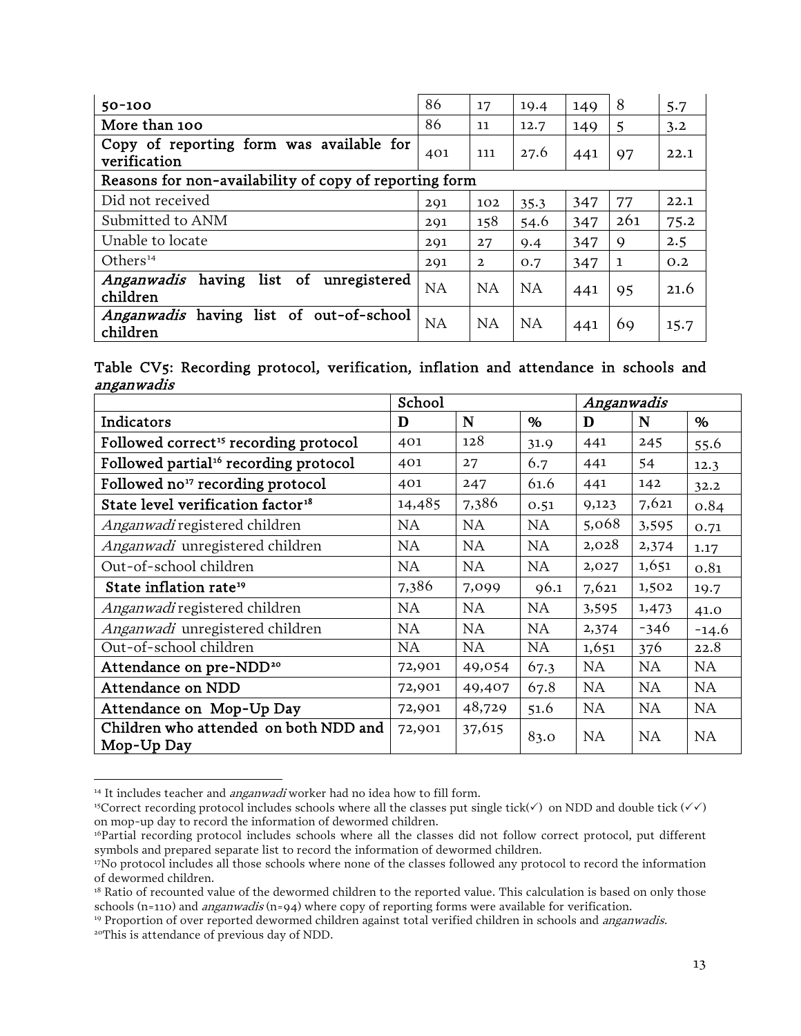| | | | | | | |
|---|---|---|---|---|---|---|
| 50-100 | 86 | 17 | 19.4 | 149 | 8 | 5.7 |
| More than 100 | 86 | 11 | 12.7 | 149 | 5 | 3.2 |
| Copy of reporting form was available for verification | 401 | 111 | 27.6 | 441 | 97 | 22.1 |
| Reasons for non-availability of copy of reporting form | | | | | | |
| Did not received | 291 | 102 | 35.3 | 347 | 77 | 22.1 |
| Submitted to ANM | 291 | 158 | 54.6 | 347 | 261 | 75.2 |
| Unable to locate | 291 | 27 | 9.4 | 347 | 9 | 2.5 |
| Others[14] | 291 | 2 | 0.7 | 347 | 1 | 0.2 |
| *Anganwadis* having list of unregistered children | NA | NA | NA | 441 | 95 | 21.6 |
| *Anganwadis* having list of out-of-school children | NA | NA | NA | 441 | 69 | 15.7 |

**Table CV5: Recording protocol, verification, inflation and attendance in schools and *anganwadis***

| | School | | | *Anganwadis* | | |
|---|---|---|---|---|---|---|
| **Indicators** | **D** | **N** | **%** | **D** | **N** | **%** |
| **Followed correct[15] recording protocol** | 401 | 128 | 31.9 | 441 | 245 | 55.6 |
| **Followed partial[16] recording protocol** | 401 | 27 | 6.7 | 441 | 54 | 12.3 |
| **Followed no[17] recording protocol** | 401 | 247 | 61.6 | 441 | 142 | 32.2 |
| **State level verification factor[18]** | 14,485 | 7,386 | 0.51 | 9,123 | 7,621 | 0.84 |
| *Anganwadi* registered children | NA | NA | NA | 5,068 | 3,595 | 0.71 |
| *Anganwadi* unregistered children | NA | NA | NA | 2,028 | 2,374 | 1.17 |
| Out-of-school children | NA | NA | NA | 2,027 | 1,651 | 0.81 |
| **State inflation rate[19]** | 7,386 | 7,099 | 96.1 | 7,621 | 1,502 | 19.7 |
| *Anganwadi* registered children | NA | NA | NA | 3,595 | 1,473 | 41.0 |
| *Anganwadi* unregistered children | NA | NA | NA | 2,374 | -346 | -14.6 |
| Out-of-school children | NA | NA | NA | 1,651 | 376 | 22.8 |
| **Attendance on pre-NDD[20]** | 72,901 | 49,054 | 67.3 | NA | NA | NA |
| **Attendance on NDD** | 72,901 | 49,407 | 67.8 | NA | NA | NA |
| **Attendance on Mop-Up Day** | 72,901 | 48,729 | 51.6 | NA | NA | NA |
| **Children who attended on both NDD and Mop-Up Day** | 72,901 | 37,615 | 83.0 | NA | NA | NA |

[14] It includes teacher and *anganwadi* worker had no idea how to fill form.

[15] Correct recording protocol includes schools where all the classes put single tick(✓) on NDD and double tick (✓✓) on mop-up day to record the information of dewormed children.

[16] Partial recording protocol includes schools where all the classes did not follow correct protocol, put different symbols and prepared separate list to record the information of dewormed children.

[17] No protocol includes all those schools where none of the classes followed any protocol to record the information of dewormed children.

[18] Ratio of recounted value of the dewormed children to the reported value. This calculation is based on only those schools (n=110) and *anganwadis* (n=94) where copy of reporting forms were available for verification.

[19] Proportion of over reported dewormed children against total verified children in schools and *anganwadis*.

[20] This is attendance of previous day of NDD.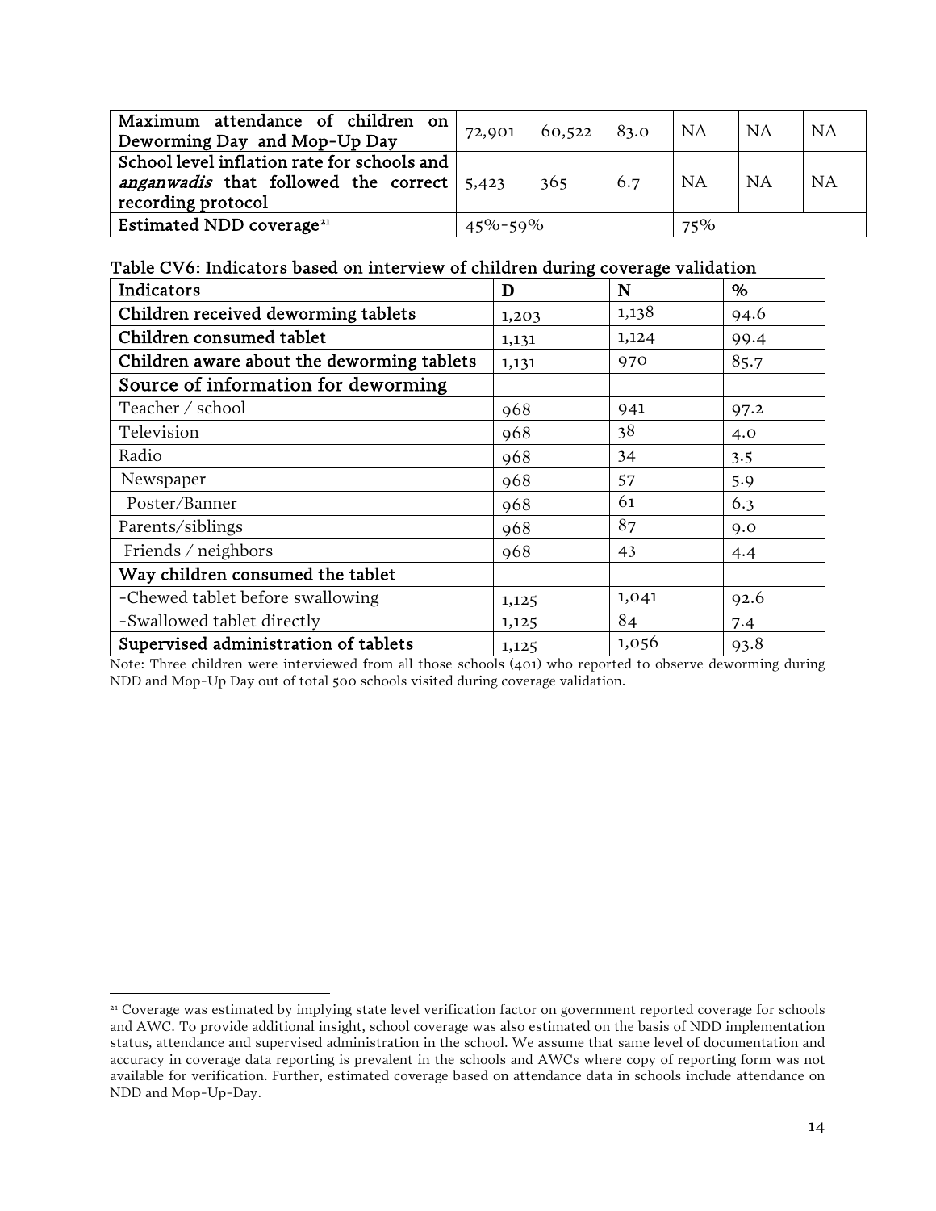| | | | | | | |
|---|---|---|---|---|---|---|
| Maximum attendance of children on Deworming Day and Mop-Up Day | 72,901 | 60,522 | 83.0 | NA | NA | NA |
| School level inflation rate for schools and *anganwadis* that followed the correct recording protocol | 5,423 | 365 | 6.7 | NA | NA | NA |
| Estimated NDD coverage[21] | 45%-59% | | | 75% | | |

### Table CV6: Indicators based on interview of children during coverage validation

| Indicators | D | N | % |
|---|---|---|---|
| Children received deworming tablets | 1,203 | 1,138 | 94.6 |
| Children consumed tablet | 1,131 | 1,124 | 99.4 |
| Children aware about the deworming tablets | 1,131 | 970 | 85.7 |
| Source of information for deworming | | | |
| Teacher / school | 968 | 941 | 97.2 |
| Television | 968 | 38 | 4.0 |
| Radio | 968 | 34 | 3.5 |
| Newspaper | 968 | 57 | 5.9 |
| Poster/Banner | 968 | 61 | 6.3 |
| Parents/siblings | 968 | 87 | 9.0 |
| Friends / neighbors | 968 | 43 | 4.4 |
| Way children consumed the tablet | | | |
| -Chewed tablet before swallowing | 1,125 | 1,041 | 92.6 |
| -Swallowed tablet directly | 1,125 | 84 | 7.4 |
| Supervised administration of tablets | 1,125 | 1,056 | 93.8 |

Note: Three children were interviewed from all those schools (401) who reported to observe deworming during NDD and Mop-Up Day out of total 500 schools visited during coverage validation.

[21] Coverage was estimated by implying state level verification factor on government reported coverage for schools and AWC. To provide additional insight, school coverage was also estimated on the basis of NDD implementation status, attendance and supervised administration in the school. We assume that same level of documentation and accuracy in coverage data reporting is prevalent in the schools and AWCs where copy of reporting form was not available for verification. Further, estimated coverage based on attendance data in schools include attendance on NDD and Mop-Up-Day.